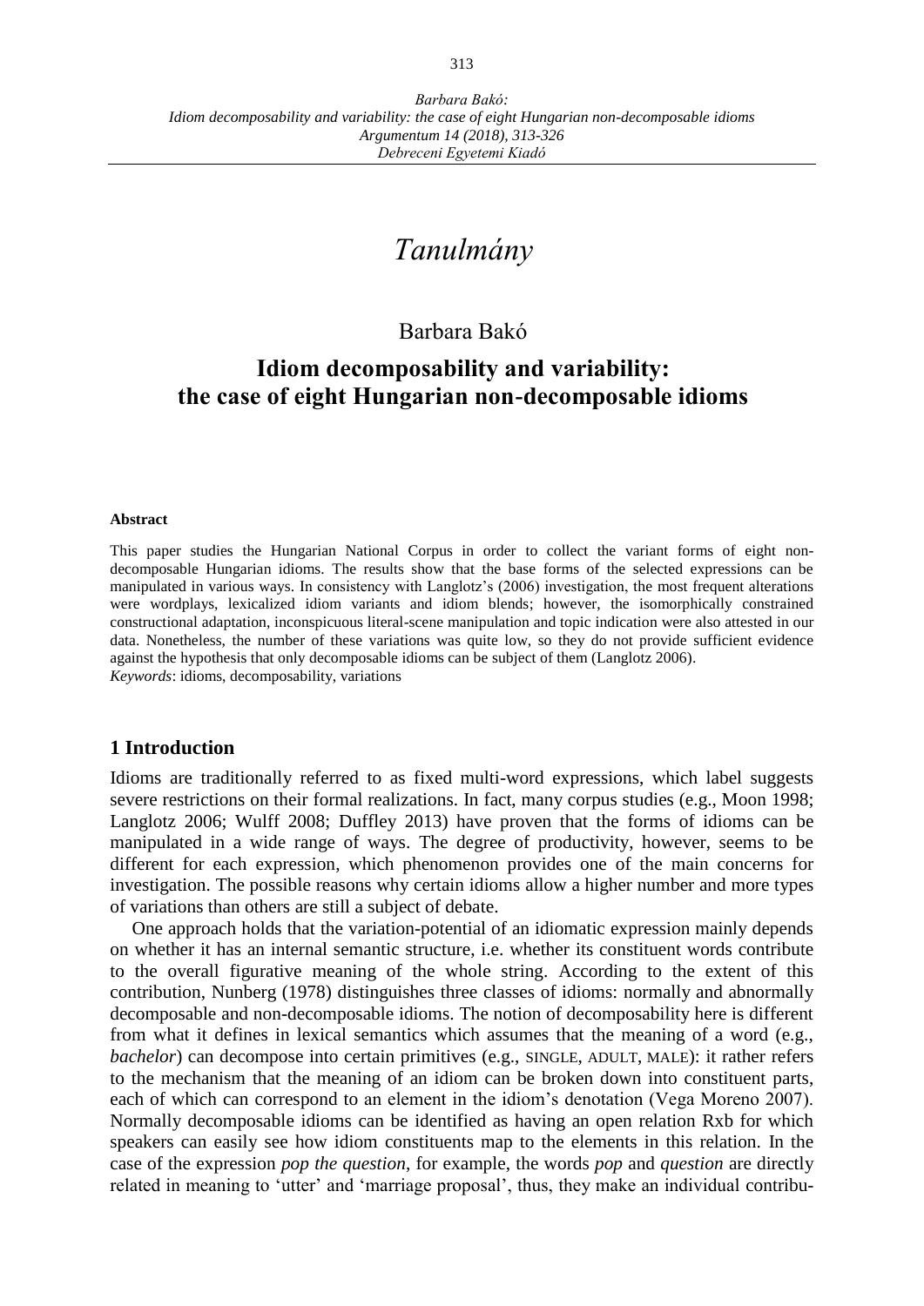# Tanulmány

Barbara Bakó

## Idiom decomposability and variability: the case of eight Hungarian non-decomposable idioms

**Abstract**

This paper studies the Hungarian National Corpus in order to collect the variant forms of eight non-decomposable Hungarian idioms. The results show that the base forms of the selected expressions can be manipulated in various ways. In consistency with Langlotz's (2006) investigation, the most frequent alterations were wordplays, lexicalized idiom variants and idiom blends; however, the isomorphically constrained constructional adaptation, inconspicuous literal-scene manipulation and topic indication were also attested in our data. Nonetheless, the number of these variations was quite low, so they do not provide sufficient evidence against the hypothesis that only decomposable idioms can be subject of them (Langlotz 2006).

*Keywords*: idioms, decomposability, variations

## 1 Introduction

Idioms are traditionally referred to as fixed multi-word expressions, which label suggests severe restrictions on their formal realizations. In fact, many corpus studies (e.g., Moon 1998; Langlotz 2006; Wulff 2008; Duffley 2013) have proven that the forms of idioms can be manipulated in a wide range of ways. The degree of productivity, however, seems to be different for each expression, which phenomenon provides one of the main concerns for investigation. The possible reasons why certain idioms allow a higher number and more types of variations than others are still a subject of debate.

One approach holds that the variation-potential of an idiomatic expression mainly depends on whether it has an internal semantic structure, i.e. whether its constituent words contribute to the overall figurative meaning of the whole string. According to the extent of this contribution, Nunberg (1978) distinguishes three classes of idioms: normally and abnormally decomposable and non-decomposable idioms. The notion of decomposability here is different from what it defines in lexical semantics which assumes that the meaning of a word (e.g., *bachelor*) can decompose into certain primitives (e.g., SINGLE, ADULT, MALE): it rather refers to the mechanism that the meaning of an idiom can be broken down into constituent parts, each of which can correspond to an element in the idiom's denotation (Vega Moreno 2007). Normally decomposable idioms can be identified as having an open relation Rxb for which speakers can easily see how idiom constituents map to the elements in this relation. In the case of the expression *pop the question*, for example, the words *pop* and *question* are directly related in meaning to 'utter' and 'marriage proposal', thus, they make an individual contribu-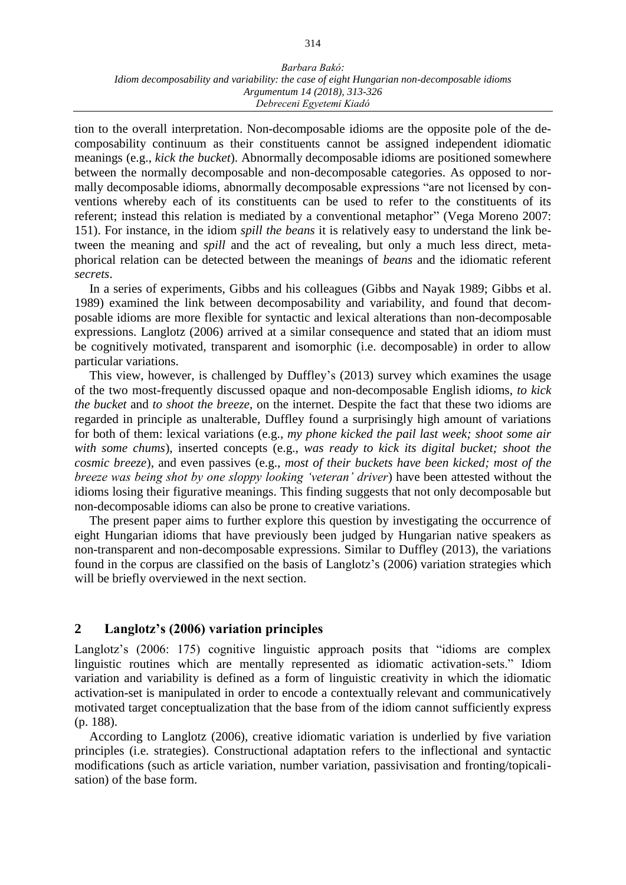tion to the overall interpretation. Non-decomposable idioms are the opposite pole of the decomposability continuum as their constituents cannot be assigned independent idiomatic meanings (e.g., *kick the bucket*). Abnormally decomposable idioms are positioned somewhere between the normally decomposable and non-decomposable categories. As opposed to normally decomposable idioms, abnormally decomposable expressions "are not licensed by conventions whereby each of its constituents can be used to refer to the constituents of its referent; instead this relation is mediated by a conventional metaphor" (Vega Moreno 2007: 151). For instance, in the idiom *spill the beans* it is relatively easy to understand the link between the meaning and *spill* and the act of revealing, but only a much less direct, metaphorical relation can be detected between the meanings of *beans* and the idiomatic referent *secrets*.

In a series of experiments, Gibbs and his colleagues (Gibbs and Nayak 1989; Gibbs et al. 1989) examined the link between decomposability and variability, and found that decomposable idioms are more flexible for syntactic and lexical alterations than non-decomposable expressions. Langlotz (2006) arrived at a similar consequence and stated that an idiom must be cognitively motivated, transparent and isomorphic (i.e. decomposable) in order to allow particular variations.

This view, however, is challenged by Duffley's (2013) survey which examines the usage of the two most-frequently discussed opaque and non-decomposable English idioms, *to kick the bucket* and *to shoot the breeze*, on the internet. Despite the fact that these two idioms are regarded in principle as unalterable, Duffley found a surprisingly high amount of variations for both of them: lexical variations (e.g., *my phone kicked the pail last week; shoot some air with some chums*), inserted concepts (e.g., *was ready to kick its digital bucket; shoot the cosmic breeze*), and even passives (e.g., *most of their buckets have been kicked; most of the breeze was being shot by one sloppy looking 'veteran' driver*) have been attested without the idioms losing their figurative meanings. This finding suggests that not only decomposable but non-decomposable idioms can also be prone to creative variations.

The present paper aims to further explore this question by investigating the occurrence of eight Hungarian idioms that have previously been judged by Hungarian native speakers as non-transparent and non-decomposable expressions. Similar to Duffley (2013), the variations found in the corpus are classified on the basis of Langlotz's (2006) variation strategies which will be briefly overviewed in the next section.

## 2 Langlotz's (2006) variation principles

Langlotz's (2006: 175) cognitive linguistic approach posits that "idioms are complex linguistic routines which are mentally represented as idiomatic activation-sets." Idiom variation and variability is defined as a form of linguistic creativity in which the idiomatic activation-set is manipulated in order to encode a contextually relevant and communicatively motivated target conceptualization that the base from of the idiom cannot sufficiently express (p. 188).

According to Langlotz (2006), creative idiomatic variation is underlied by five variation principles (i.e. strategies). Constructional adaptation refers to the inflectional and syntactic modifications (such as article variation, number variation, passivisation and fronting/topicalisation) of the base form.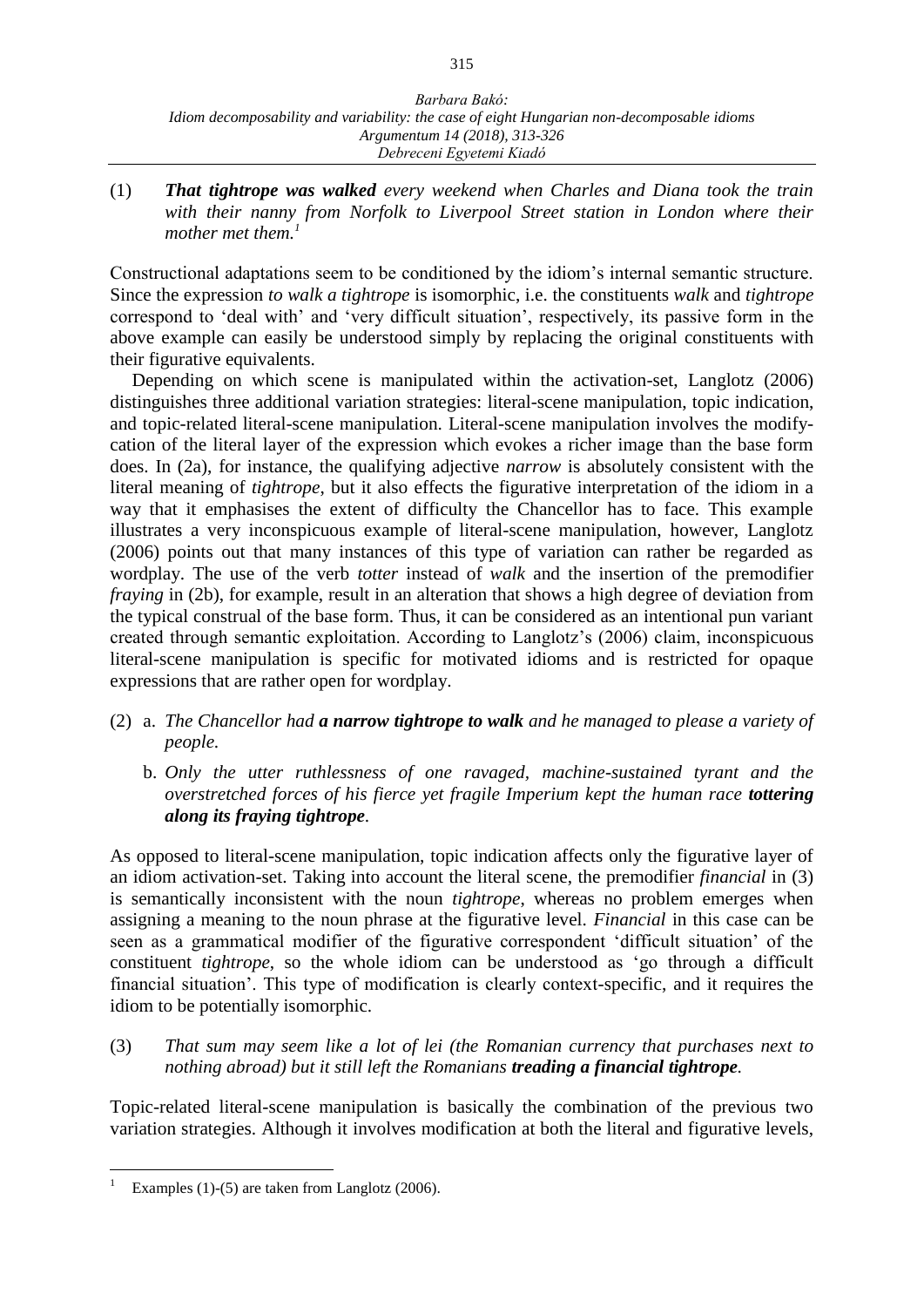(1) ***That tightrope was walked*** *every weekend when Charles and Diana took the train with their nanny from Norfolk to Liverpool Street station in London where their mother met them.*[1]

Constructional adaptations seem to be conditioned by the idiom's internal semantic structure. Since the expression *to walk a tightrope* is isomorphic, i.e. the constituents *walk* and *tightrope* correspond to 'deal with' and 'very difficult situation', respectively, its passive form in the above example can easily be understood simply by replacing the original constituents with their figurative equivalents.

Depending on which scene is manipulated within the activation-set, Langlotz (2006) distinguishes three additional variation strategies: literal-scene manipulation, topic indication, and topic-related literal-scene manipulation. Literal-scene manipulation involves the modify-cation of the literal layer of the expression which evokes a richer image than the base form does. In (2a), for instance, the qualifying adjective *narrow* is absolutely consistent with the literal meaning of *tightrope*, but it also effects the figurative interpretation of the idiom in a way that it emphasises the extent of difficulty the Chancellor has to face. This example illustrates a very inconspicuous example of literal-scene manipulation, however, Langlotz (2006) points out that many instances of this type of variation can rather be regarded as wordplay. The use of the verb *totter* instead of *walk* and the insertion of the premodifier *fraying* in (2b), for example, result in an alteration that shows a high degree of deviation from the typical construal of the base form. Thus, it can be considered as an intentional pun variant created through semantic exploitation. According to Langlotz's (2006) claim, inconspicuous literal-scene manipulation is specific for motivated idioms and is restricted for opaque expressions that are rather open for wordplay.

(2) a. *The Chancellor had* ***a narrow tightrope to walk*** *and he managed to please a variety of people.*

b. *Only the utter ruthlessness of one ravaged, machine-sustained tyrant and the overstretched forces of his fierce yet fragile Imperium kept the human race* ***tottering along its fraying tightrope****.*

As opposed to literal-scene manipulation, topic indication affects only the figurative layer of an idiom activation-set. Taking into account the literal scene, the premodifier *financial* in (3) is semantically inconsistent with the noun *tightrope*, whereas no problem emerges when assigning a meaning to the noun phrase at the figurative level. *Financial* in this case can be seen as a grammatical modifier of the figurative correspondent 'difficult situation' of the constituent *tightrope*, so the whole idiom can be understood as 'go through a difficult financial situation'. This type of modification is clearly context-specific, and it requires the idiom to be potentially isomorphic.

(3) *That sum may seem like a lot of lei (the Romanian currency that purchases next to nothing abroad) but it still left the Romanians* ***treading a financial tightrope****.*

Topic-related literal-scene manipulation is basically the combination of the previous two variation strategies. Although it involves modification at both the literal and figurative levels,

[1] Examples (1)-(5) are taken from Langlotz (2006).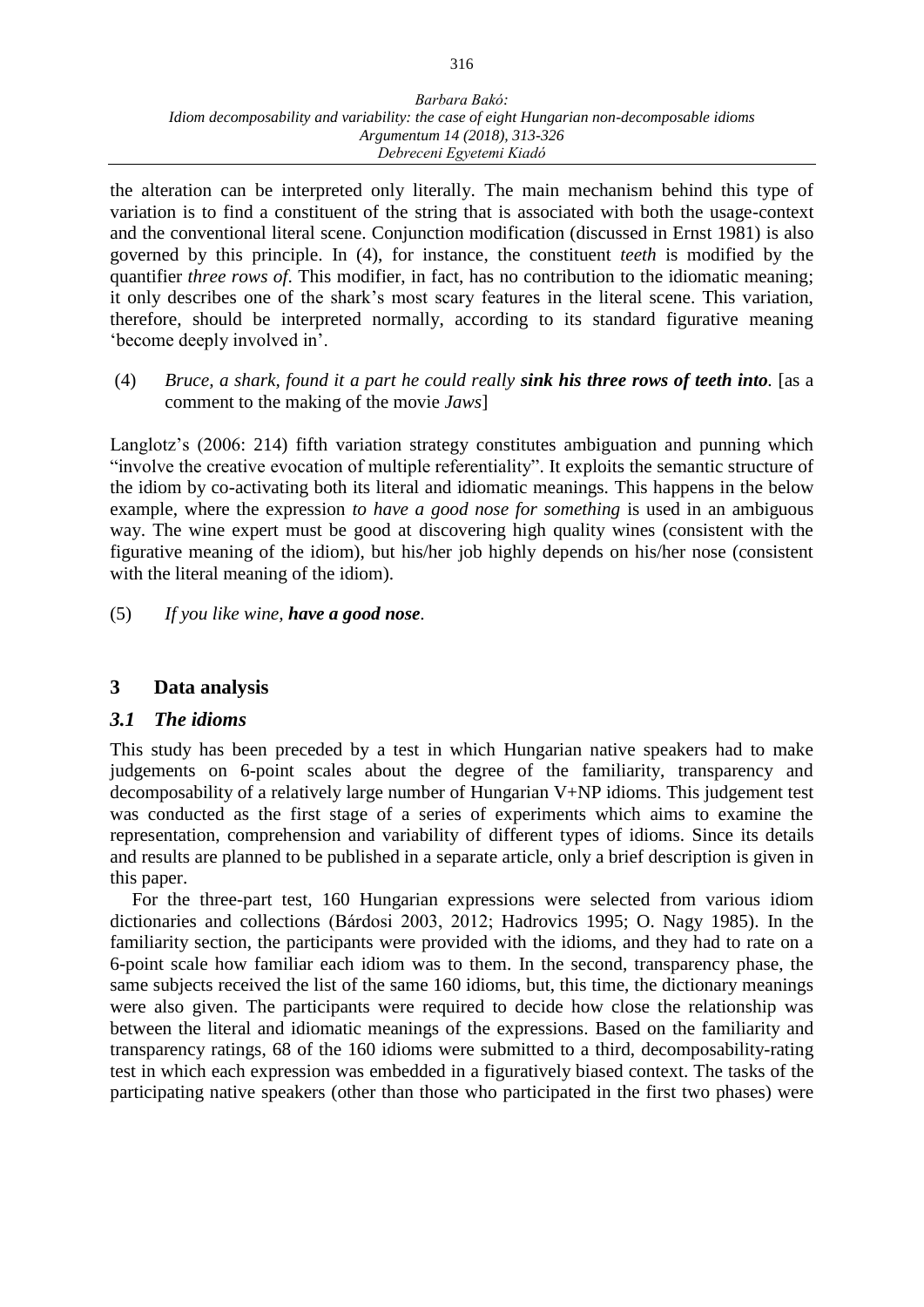the alteration can be interpreted only literally. The main mechanism behind this type of variation is to find a constituent of the string that is associated with both the usage-context and the conventional literal scene. Conjunction modification (discussed in Ernst 1981) is also governed by this principle. In (4), for instance, the constituent *teeth* is modified by the quantifier *three rows of*. This modifier, in fact, has no contribution to the idiomatic meaning; it only describes one of the shark's most scary features in the literal scene. This variation, therefore, should be interpreted normally, according to its standard figurative meaning 'become deeply involved in'.

(4) *Bruce, a shark, found it a part he could really* ***sink his three rows of teeth into****.* [as a comment to the making of the movie *Jaws*]

Langlotz's (2006: 214) fifth variation strategy constitutes ambiguation and punning which "involve the creative evocation of multiple referentiality". It exploits the semantic structure of the idiom by co-activating both its literal and idiomatic meanings. This happens in the below example, where the expression *to have a good nose for something* is used in an ambiguous way. The wine expert must be good at discovering high quality wines (consistent with the figurative meaning of the idiom), but his/her job highly depends on his/her nose (consistent with the literal meaning of the idiom).

(5) *If you like wine,* ***have a good nose****.*

## 3 Data analysis

### *3.1 The idioms*

This study has been preceded by a test in which Hungarian native speakers had to make judgements on 6-point scales about the degree of the familiarity, transparency and decomposability of a relatively large number of Hungarian V+NP idioms. This judgement test was conducted as the first stage of a series of experiments which aims to examine the representation, comprehension and variability of different types of idioms. Since its details and results are planned to be published in a separate article, only a brief description is given in this paper.

For the three-part test, 160 Hungarian expressions were selected from various idiom dictionaries and collections (Bárdosi 2003, 2012; Hadrovics 1995; O. Nagy 1985). In the familiarity section, the participants were provided with the idioms, and they had to rate on a 6-point scale how familiar each idiom was to them. In the second, transparency phase, the same subjects received the list of the same 160 idioms, but, this time, the dictionary meanings were also given. The participants were required to decide how close the relationship was between the literal and idiomatic meanings of the expressions. Based on the familiarity and transparency ratings, 68 of the 160 idioms were submitted to a third, decomposability-rating test in which each expression was embedded in a figuratively biased context. The tasks of the participating native speakers (other than those who participated in the first two phases) were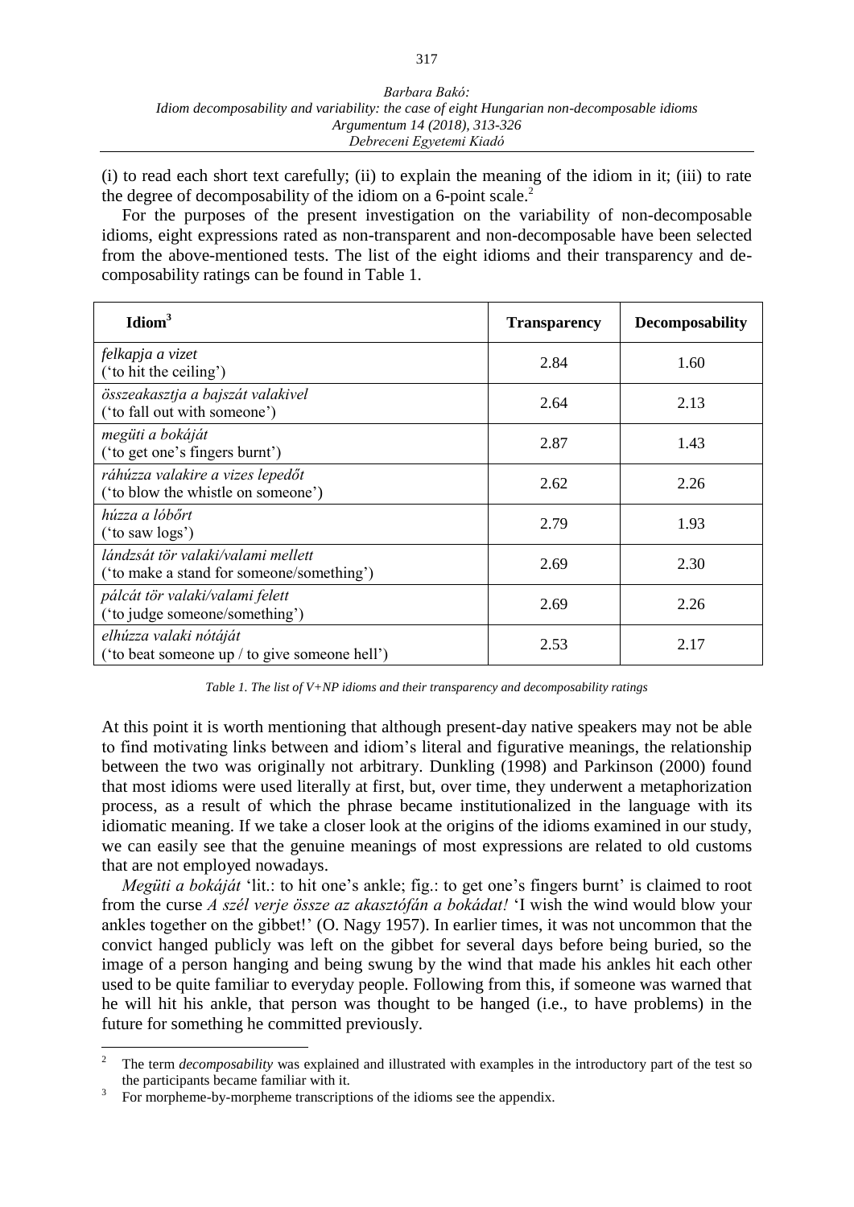(i) to read each short text carefully; (ii) to explain the meaning of the idiom in it; (iii) to rate the degree of decomposability of the idiom on a 6-point scale.[2]

For the purposes of the present investigation on the variability of non-decomposable idioms, eight expressions rated as non-transparent and non-decomposable have been selected from the above-mentioned tests. The list of the eight idioms and their transparency and decomposability ratings can be found in Table 1.

| Idiom[3] | Transparency | Decomposability |
|---|---|---|
| *felkapja a vizet* (‘to hit the ceiling’) | 2.84 | 1.60 |
| *összeakasztja a bajszát valakivel* (‘to fall out with someone’) | 2.64 | 2.13 |
| *megüti a bokáját* (‘to get one’s fingers burnt’) | 2.87 | 1.43 |
| *ráhúzza valakire a vizes lepedőt* (‘to blow the whistle on someone’) | 2.62 | 2.26 |
| *húzza a lóbőrt* (‘to saw logs’) | 2.79 | 1.93 |
| *lándzsát tör valaki/valami mellett* (‘to make a stand for someone/something’) | 2.69 | 2.30 |
| *pálcát tör valaki/valami felett* (‘to judge someone/something’) | 2.69 | 2.26 |
| *elhúzza valaki nótáját* (‘to beat someone up / to give someone hell’) | 2.53 | 2.17 |

*Table 1. The list of V+NP idioms and their transparency and decomposability ratings*

At this point it is worth mentioning that although present-day native speakers may not be able to find motivating links between and idiom’s literal and figurative meanings, the relationship between the two was originally not arbitrary. Dunkling (1998) and Parkinson (2000) found that most idioms were used literally at first, but, over time, they underwent a metaphorization process, as a result of which the phrase became institutionalized in the language with its idiomatic meaning. If we take a closer look at the origins of the idioms examined in our study, we can easily see that the genuine meanings of most expressions are related to old customs that are not employed nowadays.

*Megüti a bokáját* ‘lit.: to hit one’s ankle; fig.: to get one’s fingers burnt’ is claimed to root from the curse *A szél verje össze az akasztófán a bokádat!* ‘I wish the wind would blow your ankles together on the gibbet!’ (O. Nagy 1957). In earlier times, it was not uncommon that the convict hanged publicly was left on the gibbet for several days before being buried, so the image of a person hanging and being swung by the wind that made his ankles hit each other used to be quite familiar to everyday people. Following from this, if someone was warned that he will hit his ankle, that person was thought to be hanged (i.e., to have problems) in the future for something he committed previously.

[2] The term *decomposability* was explained and illustrated with examples in the introductory part of the test so the participants became familiar with it.

[3] For morpheme-by-morpheme transcriptions of the idioms see the appendix.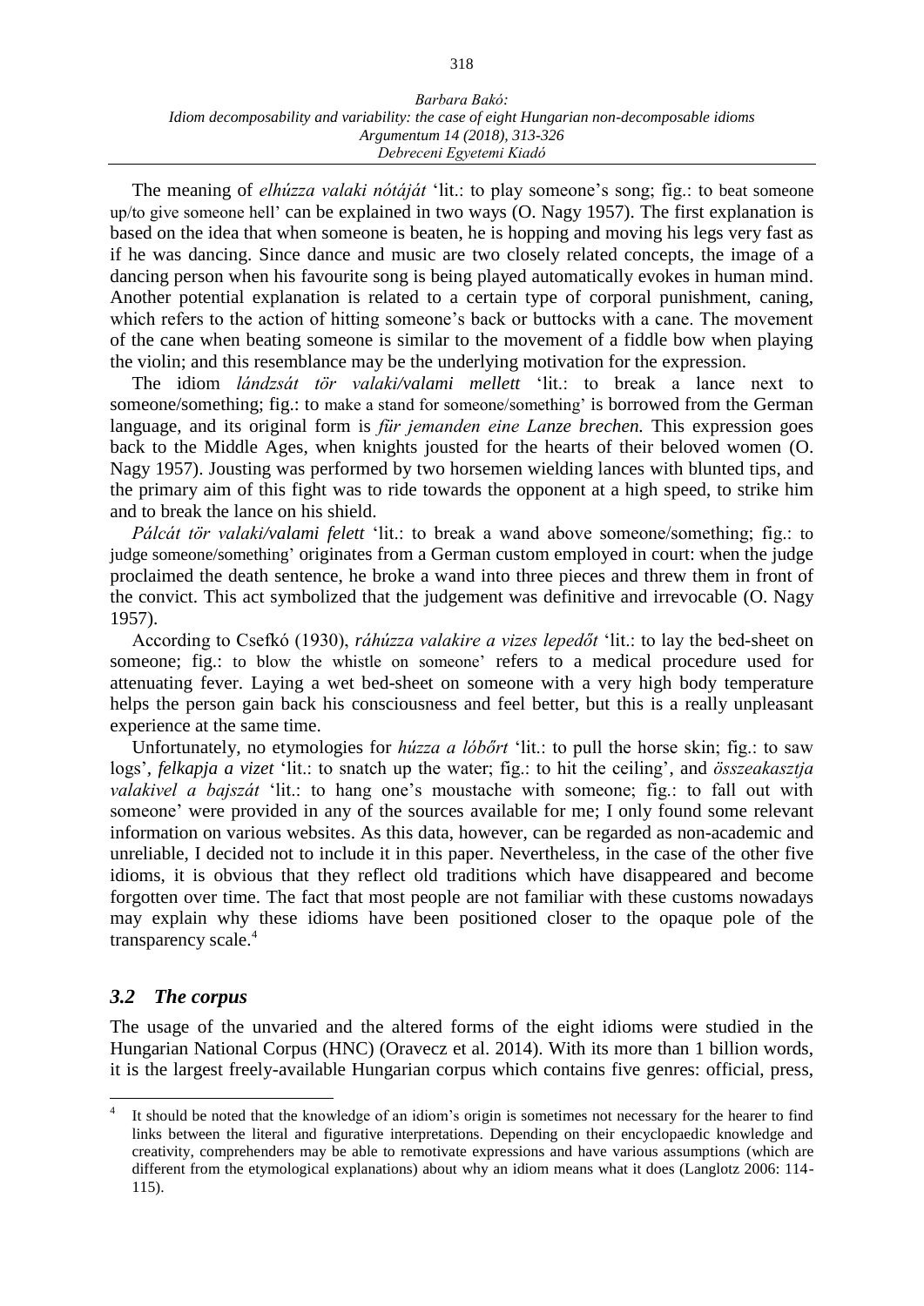The meaning of *elhúzza valaki nótáját* 'lit.: to play someone's song; fig.: to beat someone up/to give someone hell' can be explained in two ways (O. Nagy 1957). The first explanation is based on the idea that when someone is beaten, he is hopping and moving his legs very fast as if he was dancing. Since dance and music are two closely related concepts, the image of a dancing person when his favourite song is being played automatically evokes in human mind. Another potential explanation is related to a certain type of corporal punishment, caning, which refers to the action of hitting someone's back or buttocks with a cane. The movement of the cane when beating someone is similar to the movement of a fiddle bow when playing the violin; and this resemblance may be the underlying motivation for the expression.

The idiom *lándzsát tör valaki/valami mellett* 'lit.: to break a lance next to someone/something; fig.: to make a stand for someone/something' is borrowed from the German language, and its original form is *für jemanden eine Lanze brechen.* This expression goes back to the Middle Ages, when knights jousted for the hearts of their beloved women (O. Nagy 1957). Jousting was performed by two horsemen wielding lances with blunted tips, and the primary aim of this fight was to ride towards the opponent at a high speed, to strike him and to break the lance on his shield.

*Pálcát tör valaki/valami felett* 'lit.: to break a wand above someone/something; fig.: to judge someone/something' originates from a German custom employed in court: when the judge proclaimed the death sentence, he broke a wand into three pieces and threw them in front of the convict. This act symbolized that the judgement was definitive and irrevocable (O. Nagy 1957).

According to Csefkó (1930), *ráhúzza valakire a vizes lepedőt* 'lit.: to lay the bed-sheet on someone; fig.: to blow the whistle on someone' refers to a medical procedure used for attenuating fever. Laying a wet bed-sheet on someone with a very high body temperature helps the person gain back his consciousness and feel better, but this is a really unpleasant experience at the same time.

Unfortunately, no etymologies for *húzza a lóbőrt* 'lit.: to pull the horse skin; fig.: to saw logs', *felkapja a vizet* 'lit.: to snatch up the water; fig.: to hit the ceiling', and *összeakasztja valakivel a bajszát* 'lit.: to hang one's moustache with someone; fig.: to fall out with someone' were provided in any of the sources available for me; I only found some relevant information on various websites. As this data, however, can be regarded as non-academic and unreliable, I decided not to include it in this paper. Nevertheless, in the case of the other five idioms, it is obvious that they reflect old traditions which have disappeared and become forgotten over time. The fact that most people are not familiar with these customs nowadays may explain why these idioms have been positioned closer to the opaque pole of the transparency scale.[4]

### *3.2 The corpus*

The usage of the unvaried and the altered forms of the eight idioms were studied in the Hungarian National Corpus (HNC) (Oravecz et al. 2014). With its more than 1 billion words, it is the largest freely-available Hungarian corpus which contains five genres: official, press,

[4] It should be noted that the knowledge of an idiom's origin is sometimes not necessary for the hearer to find links between the literal and figurative interpretations. Depending on their encyclopaedic knowledge and creativity, comprehenders may be able to remotivate expressions and have various assumptions (which are different from the etymological explanations) about why an idiom means what it does (Langlotz 2006: 114-115).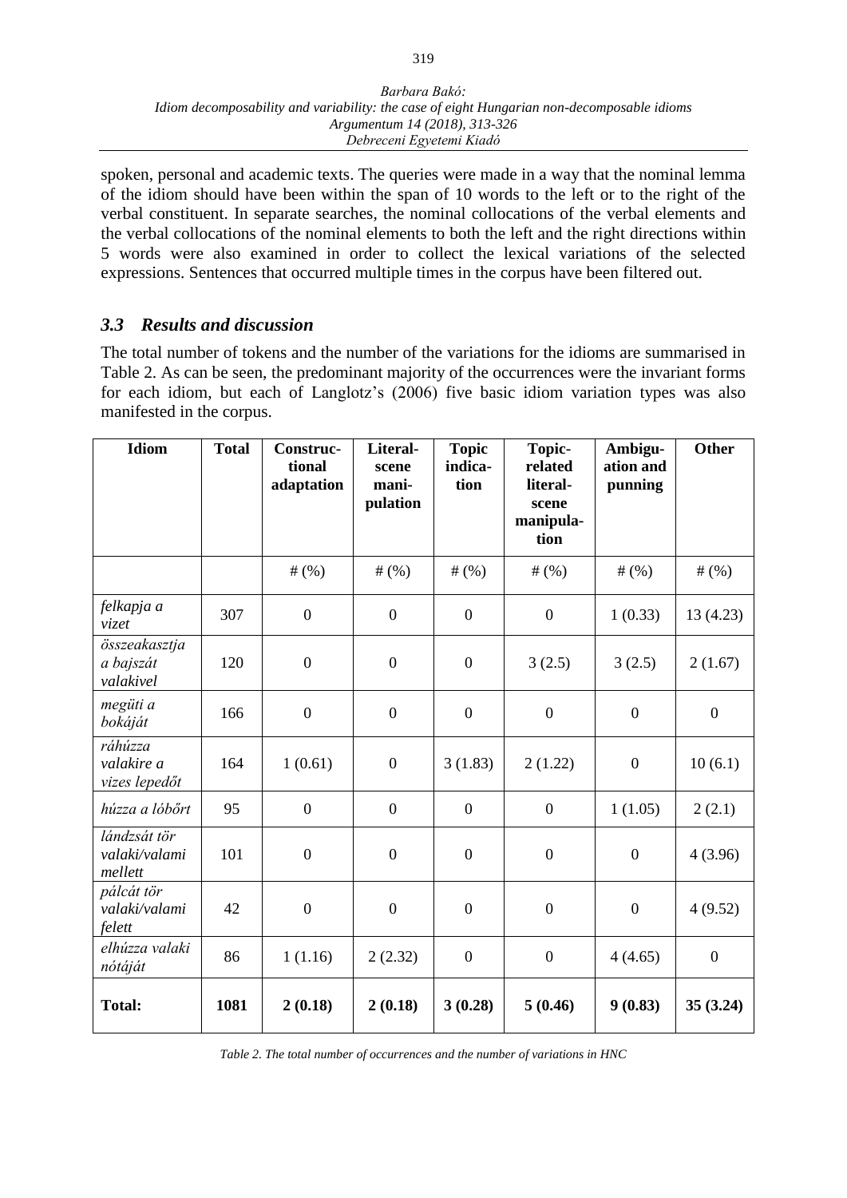spoken, personal and academic texts. The queries were made in a way that the nominal lemma of the idiom should have been within the span of 10 words to the left or to the right of the verbal constituent. In separate searches, the nominal collocations of the verbal elements and the verbal collocations of the nominal elements to both the left and the right directions within 5 words were also examined in order to collect the lexical variations of the selected expressions. Sentences that occurred multiple times in the corpus have been filtered out.

### *3.3 Results and discussion*

The total number of tokens and the number of the variations for the idioms are summarised in Table 2. As can be seen, the predominant majority of the occurrences were the invariant forms for each idiom, but each of Langlotz's (2006) five basic idiom variation types was also manifested in the corpus.

| Idiom | Total | Constructional adaptation | Literal-scene manipulation | Topic indication | Topic-related literal-scene manipulation | Ambiguation and punning | Other |
|---|---|---|---|---|---|---|---|
| | | # (%) | # (%) | # (%) | # (%) | # (%) | # (%) |
| *felkapja a vizet* | 307 | 0 | 0 | 0 | 0 | 1 (0.33) | 13 (4.23) |
| *összeakasztja a bajszát valakivel* | 120 | 0 | 0 | 0 | 3 (2.5) | 3 (2.5) | 2 (1.67) |
| *megüti a bokáját* | 166 | 0 | 0 | 0 | 0 | 0 | 0 |
| *ráhúzza valakire a vizes lepedőt* | 164 | 1 (0.61) | 0 | 3 (1.83) | 2 (1.22) | 0 | 10 (6.1) |
| *húzza a lóbőrt* | 95 | 0 | 0 | 0 | 0 | 1 (1.05) | 2 (2.1) |
| *lándzsát tör valaki/valami mellett* | 101 | 0 | 0 | 0 | 0 | 0 | 4 (3.96) |
| *pálcát tör valaki/valami felett* | 42 | 0 | 0 | 0 | 0 | 0 | 4 (9.52) |
| *elhúzza valaki nótáját* | 86 | 1 (1.16) | 2 (2.32) | 0 | 0 | 4 (4.65) | 0 |
| **Total:** | **1081** | **2 (0.18)** | **2 (0.18)** | **3 (0.28)** | **5 (0.46)** | **9 (0.83)** | **35 (3.24)** |

*Table 2. The total number of occurrences and the number of variations in HNC*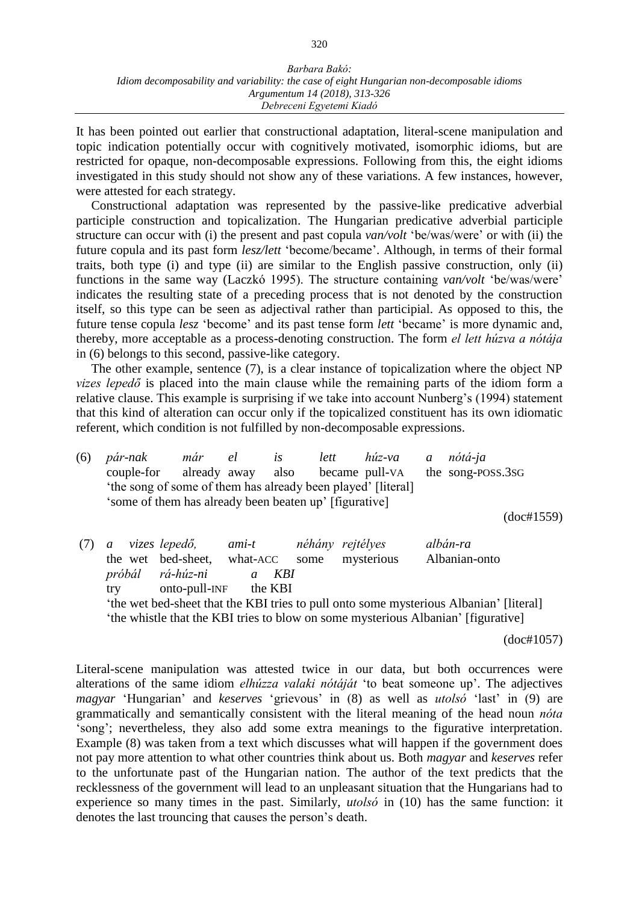It has been pointed out earlier that constructional adaptation, literal-scene manipulation and topic indication potentially occur with cognitively motivated, isomorphic idioms, but are restricted for opaque, non-decomposable expressions. Following from this, the eight idioms investigated in this study should not show any of these variations. A few instances, however, were attested for each strategy.

Constructional adaptation was represented by the passive-like predicative adverbial participle construction and topicalization. The Hungarian predicative adverbial participle structure can occur with (i) the present and past copula *van/volt* 'be/was/were' or with (ii) the future copula and its past form *lesz/lett* 'become/became'. Although, in terms of their formal traits, both type (i) and type (ii) are similar to the English passive construction, only (ii) functions in the same way (Laczkó 1995). The structure containing *van/volt* 'be/was/were' indicates the resulting state of a preceding process that is not denoted by the construction itself, so this type can be seen as adjectival rather than participial. As opposed to this, the future tense copula *lesz* 'become' and its past tense form *lett* 'became' is more dynamic and, thereby, more acceptable as a process-denoting construction. The form *el lett húzva a nótája* in (6) belongs to this second, passive-like category.

The other example, sentence (7), is a clear instance of topicalization where the object NP *vizes lepedő* is placed into the main clause while the remaining parts of the idiom form a relative clause. This example is surprising if we take into account Nunberg's (1994) statement that this kind of alteration can occur only if the topicalized constituent has its own idiomatic referent, which condition is not fulfilled by non-decomposable expressions.

(6) *pár-nak már el is lett húz-va a nótá-ja*
couple-for already away also became pull-VA the song-POSS.3SG
'the song of some of them has already been played' [literal]
'some of them has already been beaten up' [figurative]

(doc#1559)

(7) *a vizes lepedő, ami-t néhány rejtélyes albán-ra*
the wet bed-sheet, what-ACC some mysterious Albanian-onto
*próbál rá-húz-ni a KBI*
try onto-pull-INF the KBI
'the wet bed-sheet that the KBI tries to pull onto some mysterious Albanian' [literal]
'the whistle that the KBI tries to blow on some mysterious Albanian' [figurative]

(doc#1057)

Literal-scene manipulation was attested twice in our data, but both occurrences were alterations of the same idiom *elhúzza valaki nótáját* 'to beat someone up'. The adjectives *magyar* 'Hungarian' and *keserves* 'grievous' in (8) as well as *utolsó* 'last' in (9) are grammatically and semantically consistent with the literal meaning of the head noun *nóta* 'song'; nevertheless, they also add some extra meanings to the figurative interpretation. Example (8) was taken from a text which discusses what will happen if the government does not pay more attention to what other countries think about us. Both *magyar* and *keserves* refer to the unfortunate past of the Hungarian nation. The author of the text predicts that the recklessness of the government will lead to an unpleasant situation that the Hungarians had to experience so many times in the past. Similarly, *utolsó* in (10) has the same function: it denotes the last trouncing that causes the person's death.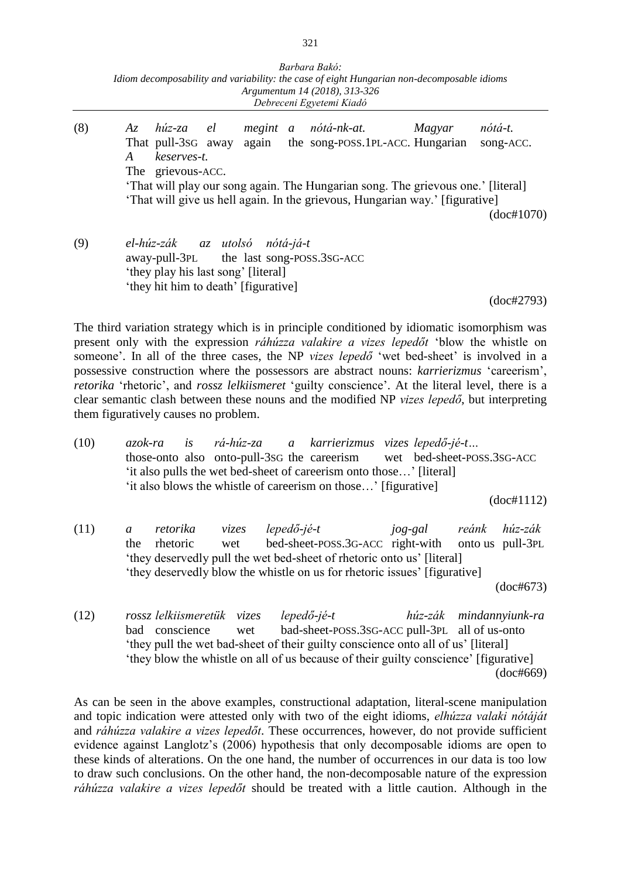(8) *Az húz-za el megint a nótá-nk-at. Magyar nótá-t. A keserves-t.*
That pull-3SG away again the song-POSS.1PL-ACC. Hungarian song-ACC. The grievous-ACC.
'That will play our song again. The Hungarian song. The grievous one.' [literal]
'That will give us hell again. In the grievous, Hungarian way.' [figurative]
(doc#1070)

(9) *el-húz-zák az utolsó nótá-já-t*
away-pull-3PL the last song-POSS.3SG-ACC
'they play his last song' [literal]
'they hit him to death' [figurative]
(doc#2793)

The third variation strategy which is in principle conditioned by idiomatic isomorphism was present only with the expression *ráhúzza valakire a vizes lepedőt* 'blow the whistle on someone'. In all of the three cases, the NP *vizes lepedő* 'wet bed-sheet' is involved in a possessive construction where the possessors are abstract nouns: *karrierizmus* 'careerism', *retorika* 'rhetoric', and *rossz lelkiismeret* 'guilty conscience'. At the literal level, there is a clear semantic clash between these nouns and the modified NP *vizes lepedő*, but interpreting them figuratively causes no problem.

(10) *azok-ra is rá-húz-za a karrierizmus vizes lepedő-jé-t…*
those-onto also onto-pull-3SG the careerism wet bed-sheet-POSS.3SG-ACC
'it also pulls the wet bed-sheet of careerism onto those…' [literal]
'it also blows the whistle of careerism on those…' [figurative]
(doc#1112)

(11) *a retorika vizes lepedő-jé-t jog-gal reánk húz-zák*
the rhetoric wet bed-sheet-POSS.3G-ACC right-with onto us pull-3PL
'they deservedly pull the wet bed-sheet of rhetoric onto us' [literal]
'they deservedly blow the whistle on us for rhetoric issues' [figurative]
(doc#673)

(12) *rossz lelkiismeretük vizes lepedő-jé-t húz-zák mindannyiunk-ra*
bad conscience wet bad-sheet-POSS.3SG-ACC pull-3PL all of us-onto
'they pull the wet bad-sheet of their guilty conscience onto all of us' [literal]
'they blow the whistle on all of us because of their guilty conscience' [figurative]
(doc#669)

As can be seen in the above examples, constructional adaptation, literal-scene manipulation and topic indication were attested only with two of the eight idioms, *elhúzza valaki nótáját* and *ráhúzza valakire a vizes lepedőt*. These occurrences, however, do not provide sufficient evidence against Langlotz's (2006) hypothesis that only decomposable idioms are open to these kinds of alterations. On the one hand, the number of occurrences in our data is too low to draw such conclusions. On the other hand, the non-decomposable nature of the expression *ráhúzza valakire a vizes lepedőt* should be treated with a little caution. Although in the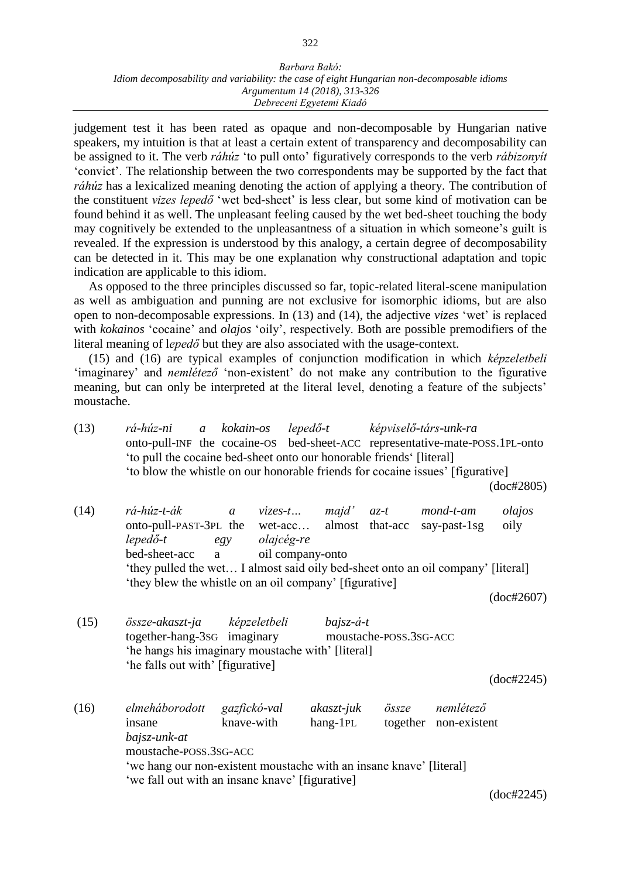judgement test it has been rated as opaque and non-decomposable by Hungarian native speakers, my intuition is that at least a certain extent of transparency and decomposability can be assigned to it. The verb *ráhúz* 'to pull onto' figuratively corresponds to the verb *rábizonyít* 'convict'. The relationship between the two correspondents may be supported by the fact that *ráhúz* has a lexicalized meaning denoting the action of applying a theory. The contribution of the constituent *vizes lepedő* 'wet bed-sheet' is less clear, but some kind of motivation can be found behind it as well. The unpleasant feeling caused by the wet bed-sheet touching the body may cognitively be extended to the unpleasantness of a situation in which someone's guilt is revealed. If the expression is understood by this analogy, a certain degree of decomposability can be detected in it. This may be one explanation why constructional adaptation and topic indication are applicable to this idiom.

As opposed to the three principles discussed so far, topic-related literal-scene manipulation as well as ambiguation and punning are not exclusive for isomorphic idioms, but are also open to non-decomposable expressions. In (13) and (14), the adjective *vizes* 'wet' is replaced with *kokainos* 'cocaine' and *olajos* 'oily', respectively. Both are possible premodifiers of the literal meaning of l*epedő* but they are also associated with the usage-context.

(15) and (16) are typical examples of conjunction modification in which *képzeletbeli* 'imaginarey' and *nemlétező* 'non-existent' do not make any contribution to the figurative meaning, but can only be interpreted at the literal level, denoting a feature of the subjects' moustache.

(13) *rá-húz-ni a kokain-os lepedő-t képviselő-társ-unk-ra*
onto-pull-INF the cocaine-OS bed-sheet-ACC representative-mate-POSS.1PL-onto
'to pull the cocaine bed-sheet onto our honorable friends' [literal]
'to blow the whistle on our honorable friends for cocaine issues' [figurative]
(doc#2805)

(14) *rá-húz-t-ák a vizes-t… majd' az-t mond-t-am olajos lepedő-t egy olajcég-re*
onto-pull-PAST-3PL the wet-acc… almost that-acc say-past-1sg oily bed-sheet-acc a oil company-onto
'they pulled the wet… I almost said oily bed-sheet onto an oil company' [literal]
'they blew the whistle on an oil company' [figurative]
(doc#2607)

(15) *össze-akaszt-ja képzeletbeli bajsz-á-t*
together-hang-3SG imaginary moustache-POSS.3SG-ACC
'he hangs his imaginary moustache with' [literal]
'he falls out with' [figurative]
(doc#2245)

(16) *elmeháborodott gazfickó-val akaszt-juk össze nemlétező bajsz-unk-at*
insane knave-with hang-1PL together non-existent moustache-POSS.3SG-ACC
'we hang our non-existent moustache with an insane knave' [literal]
'we fall out with an insane knave' [figurative]
(doc#2245)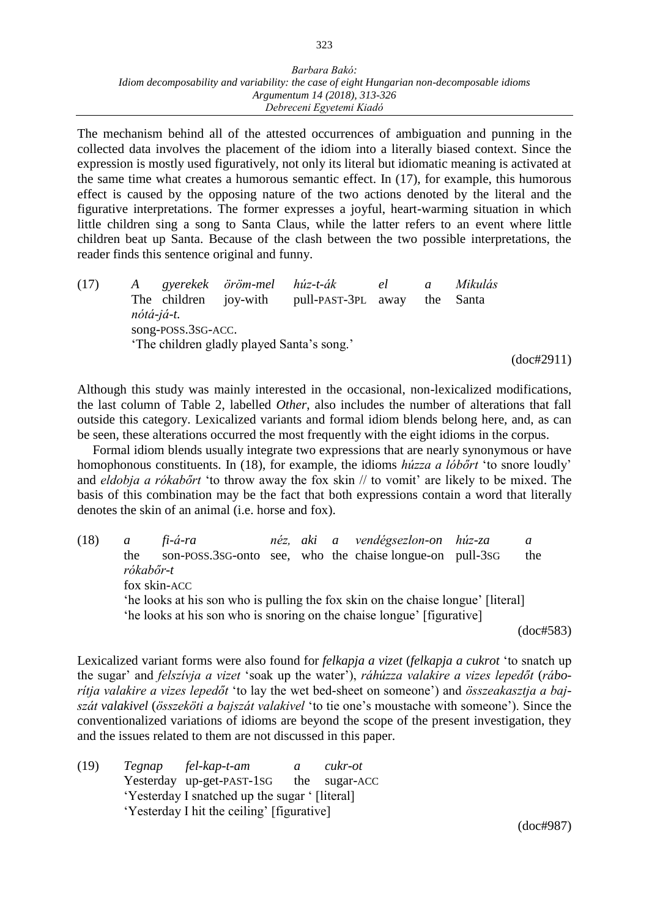The mechanism behind all of the attested occurrences of ambiguation and punning in the collected data involves the placement of the idiom into a literally biased context. Since the expression is mostly used figuratively, not only its literal but idiomatic meaning is activated at the same time what creates a humorous semantic effect. In (17), for example, this humorous effect is caused by the opposing nature of the two actions denoted by the literal and the figurative interpretations. The former expresses a joyful, heart-warming situation in which little children sing a song to Santa Claus, while the latter refers to an event where little children beat up Santa. Because of the clash between the two possible interpretations, the reader finds this sentence original and funny.

(17) *A gyerekek öröm-mel húz-t-ák el a Mikulás nótá-já-t.*
The children joy-with pull-PAST-3PL away the Santa song-POSS.3SG-ACC.
'The children gladly played Santa's song.'

(doc#2911)

Although this study was mainly interested in the occasional, non-lexicalized modifications, the last column of Table 2, labelled *Other*, also includes the number of alterations that fall outside this category. Lexicalized variants and formal idiom blends belong here, and, as can be seen, these alterations occurred the most frequently with the eight idioms in the corpus.

Formal idiom blends usually integrate two expressions that are nearly synonymous or have homophonous constituents. In (18), for example, the idioms *húzza a lóbőrt* 'to snore loudly' and *eldobja a rókabőrt* 'to throw away the fox skin // to vomit' are likely to be mixed. The basis of this combination may be the fact that both expressions contain a word that literally denotes the skin of an animal (i.e. horse and fox).

(18) *a fi-á-ra néz, aki a vendégszelon-on húz-za a rókabőr-t*
the son-POSS.3SG-onto see, who the chaise longue-on pull-3SG the fox skin-ACC
'he looks at his son who is pulling the fox skin on the chaise longue' [literal]
'he looks at his son who is snoring on the chaise longue' [figurative]

(doc#583)

Lexicalized variant forms were also found for *felkapja a vizet* (*felkapja a cukrot* 'to snatch up the sugar' and *felszívja a vizet* 'soak up the water'), *ráhúzza valakire a vizes lepedőt* (*ráborítja valakire a vizes lepedőt* 'to lay the wet bed-sheet on someone') and *összeakasztja a bajszát valakivel* (*összeköti a bajszát valakivel* 'to tie one's moustache with someone'). Since the conventionalized variations of idioms are beyond the scope of the present investigation, they and the issues related to them are not discussed in this paper.

(19) *Tegnap fel-kap-t-am a cukr-ot*
Yesterday up-get-PAST-1SG the sugar-ACC
'Yesterday I snatched up the sugar ' [literal]
'Yesterday I hit the ceiling' [figurative]

(doc#987)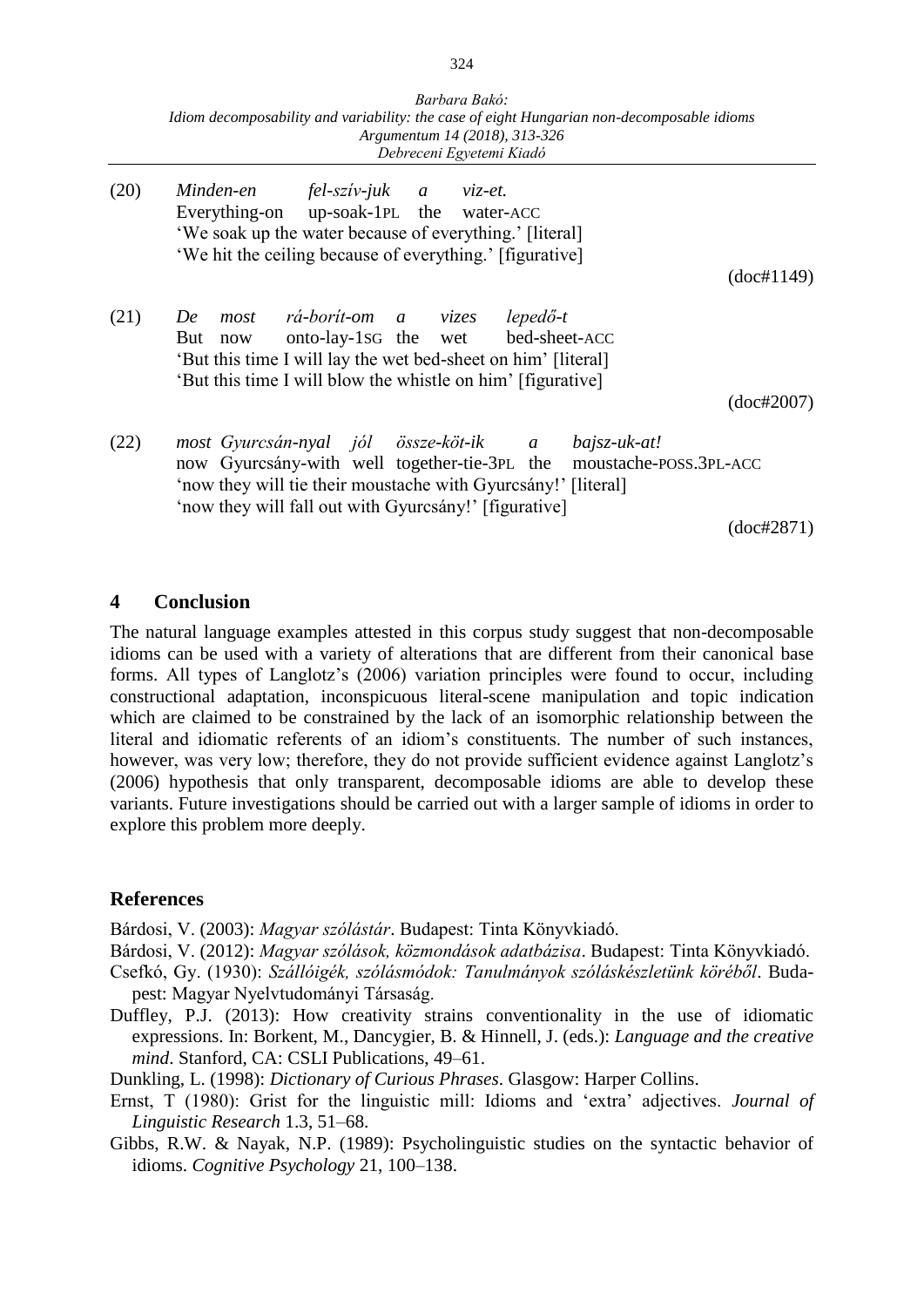(20) *Minden-en fel-szív-juk a viz-et.*
Everything-on up-soak-1PL the water-ACC
'We soak up the water because of everything.' [literal]
'We hit the ceiling because of everything.' [figurative]
(doc#1149)

(21) *De most rá-borít-om a vizes lepedő-t*
But now onto-lay-1SG the wet bed-sheet-ACC
'But this time I will lay the wet bed-sheet on him' [literal]
'But this time I will blow the whistle on him' [figurative]
(doc#2007)

(22) *most Gyurcsán-nyal jól össze-köt-ik a bajsz-uk-at!*
now Gyurcsány-with well together-tie-3PL the moustache-POSS.3PL-ACC
'now they will tie their moustache with Gyurcsány!' [literal]
'now they will fall out with Gyurcsány!' [figurative]
(doc#2871)

## 4 Conclusion

The natural language examples attested in this corpus study suggest that non-decomposable idioms can be used with a variety of alterations that are different from their canonical base forms. All types of Langlotz's (2006) variation principles were found to occur, including constructional adaptation, inconspicuous literal-scene manipulation and topic indication which are claimed to be constrained by the lack of an isomorphic relationship between the literal and idiomatic referents of an idiom's constituents. The number of such instances, however, was very low; therefore, they do not provide sufficient evidence against Langlotz's (2006) hypothesis that only transparent, decomposable idioms are able to develop these variants. Future investigations should be carried out with a larger sample of idioms in order to explore this problem more deeply.

## References

Bárdosi, V. (2003): *Magyar szólástár*. Budapest: Tinta Könyvkiadó.

Bárdosi, V. (2012): *Magyar szólások, közmondások adatbázisa*. Budapest: Tinta Könyvkiadó.

Csefkó, Gy. (1930): *Szállóigék, szólásmódok: Tanulmányok szóláskészletünk köréből*. Budapest: Magyar Nyelvtudományi Társaság.

Duffley, P.J. (2013): How creativity strains conventionality in the use of idiomatic expressions. In: Borkent, M., Dancygier, B. & Hinnell, J. (eds.): *Language and the creative mind*. Stanford, CA: CSLI Publications, 49–61.

Dunkling, L. (1998): *Dictionary of Curious Phrases*. Glasgow: Harper Collins.

Ernst, T (1980): Grist for the linguistic mill: Idioms and 'extra' adjectives. *Journal of Linguistic Research* 1.3, 51–68.

Gibbs, R.W. & Nayak, N.P. (1989): Psycholinguistic studies on the syntactic behavior of idioms. *Cognitive Psychology* 21, 100–138.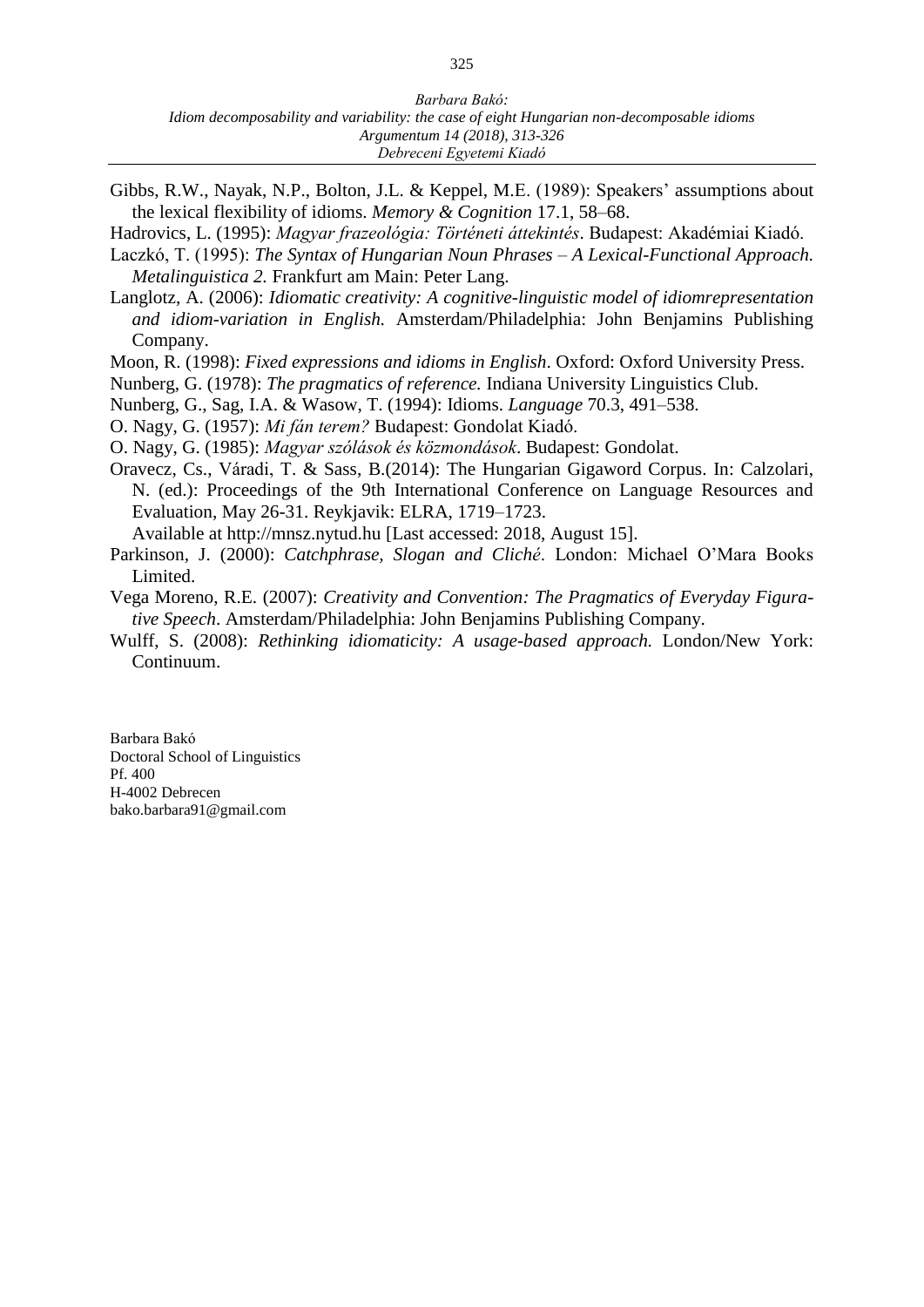Gibbs, R.W., Nayak, N.P., Bolton, J.L. & Keppel, M.E. (1989): Speakers' assumptions about the lexical flexibility of idioms. *Memory & Cognition* 17.1, 58–68.

Hadrovics, L. (1995): *Magyar frazeológia: Történeti áttekintés*. Budapest: Akadémiai Kiadó.

Laczkó, T. (1995): *The Syntax of Hungarian Noun Phrases – A Lexical-Functional Approach. Metalinguistica 2.* Frankfurt am Main: Peter Lang.

Langlotz, A. (2006): *Idiomatic creativity: A cognitive-linguistic model of idiomrepresentation and idiom-variation in English.* Amsterdam/Philadelphia: John Benjamins Publishing Company.

Moon, R. (1998): *Fixed expressions and idioms in English*. Oxford: Oxford University Press.

Nunberg, G. (1978): *The pragmatics of reference.* Indiana University Linguistics Club.

Nunberg, G., Sag, I.A. & Wasow, T. (1994): Idioms. *Language* 70.3, 491–538.

O. Nagy, G. (1957): *Mi fán terem?* Budapest: Gondolat Kiadó.

O. Nagy, G. (1985): *Magyar szólások és közmondások*. Budapest: Gondolat.

Oravecz, Cs., Váradi, T. & Sass, B.(2014): The Hungarian Gigaword Corpus. In: Calzolari, N. (ed.): Proceedings of the 9th International Conference on Language Resources and Evaluation, May 26-31. Reykjavik: ELRA, 1719–1723.
Available at http://mnsz.nytud.hu [Last accessed: 2018, August 15].

Parkinson, J. (2000): *Catchphrase, Slogan and Cliché*. London: Michael O'Mara Books Limited.

Vega Moreno, R.E. (2007): *Creativity and Convention: The Pragmatics of Everyday Figurative Speech*. Amsterdam/Philadelphia: John Benjamins Publishing Company.

Wulff, S. (2008): *Rethinking idiomaticity: A usage-based approach.* London/New York: Continuum.

Barbara Bakó
Doctoral School of Linguistics
Pf. 400
H-4002 Debrecen
bako.barbara91@gmail.com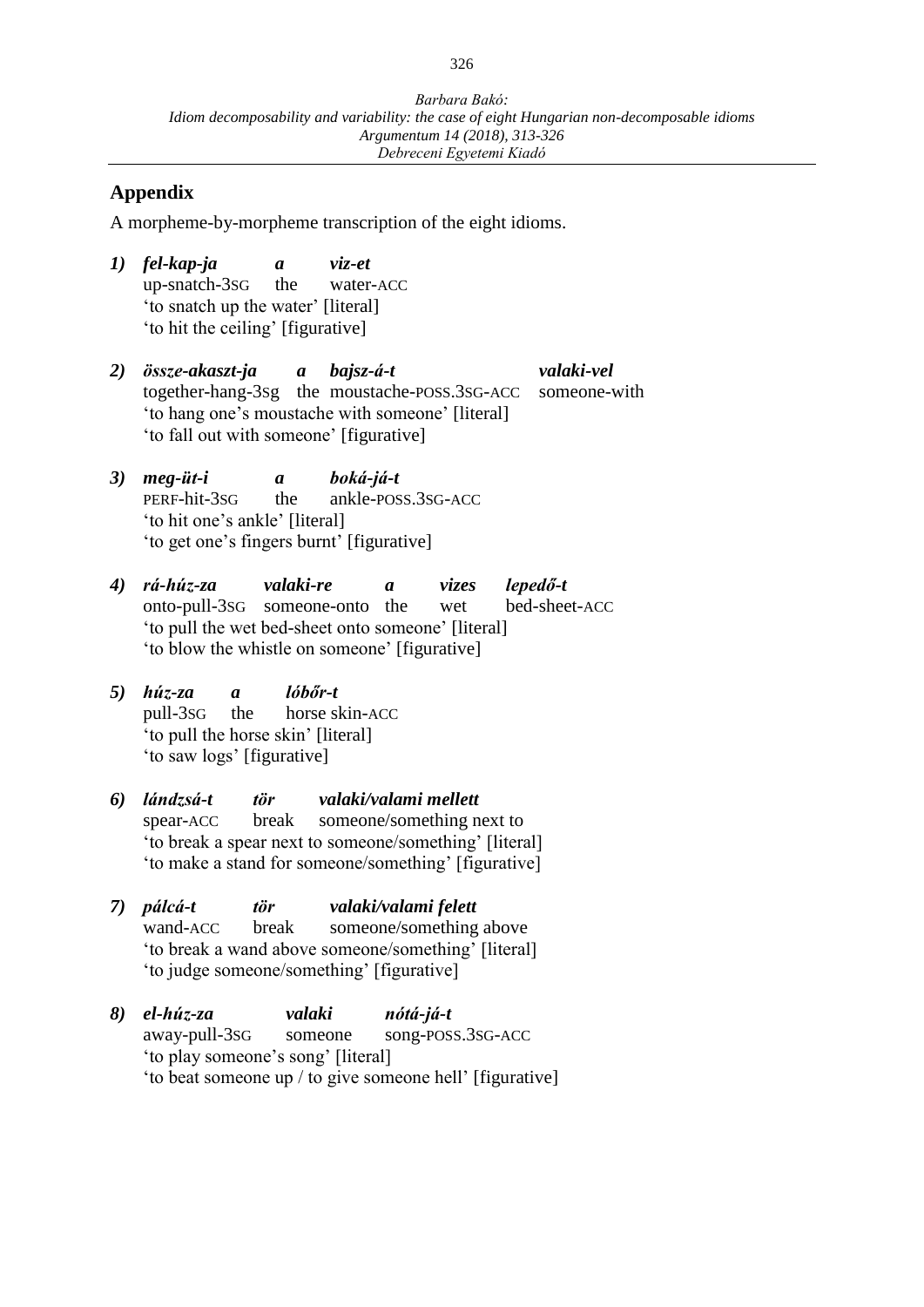## Appendix

A morpheme-by-morpheme transcription of the eight idioms.

***1)*** ***fel-kap-ja a viz-et***
up-snatch-3SG the water-ACC
'to snatch up the water' [literal]
'to hit the ceiling' [figurative]

***2)*** ***össze-akaszt-ja a bajsz-á-t valaki-vel***
together-hang-3sg the moustache-POSS.3SG-ACC someone-with
'to hang one's moustache with someone' [literal]
'to fall out with someone' [figurative]

***3)*** ***meg-üt-i a boká-já-t***
PERF-hit-3SG the ankle-POSS.3SG-ACC
'to hit one's ankle' [literal]
'to get one's fingers burnt' [figurative]

***4)*** ***rá-húz-za valaki-re a vizes lepedő-t***
onto-pull-3SG someone-onto the wet bed-sheet-ACC
'to pull the wet bed-sheet onto someone' [literal]
'to blow the whistle on someone' [figurative]

***5)*** ***húz-za a lóbőr-t***
pull-3SG the horse skin-ACC
'to pull the horse skin' [literal]
'to saw logs' [figurative]

***6)*** ***lándzsá-t tör valaki/valami mellett***
spear-ACC break someone/something next to
'to break a spear next to someone/something' [literal]
'to make a stand for someone/something' [figurative]

***7)*** ***pálcá-t tör valaki/valami felett***
wand-ACC break someone/something above
'to break a wand above someone/something' [literal]
'to judge someone/something' [figurative]

***8)*** ***el-húz-za valaki nótá-já-t***
away-pull-3SG someone song-POSS.3SG-ACC
'to play someone's song' [literal]
'to beat someone up / to give someone hell' [figurative]